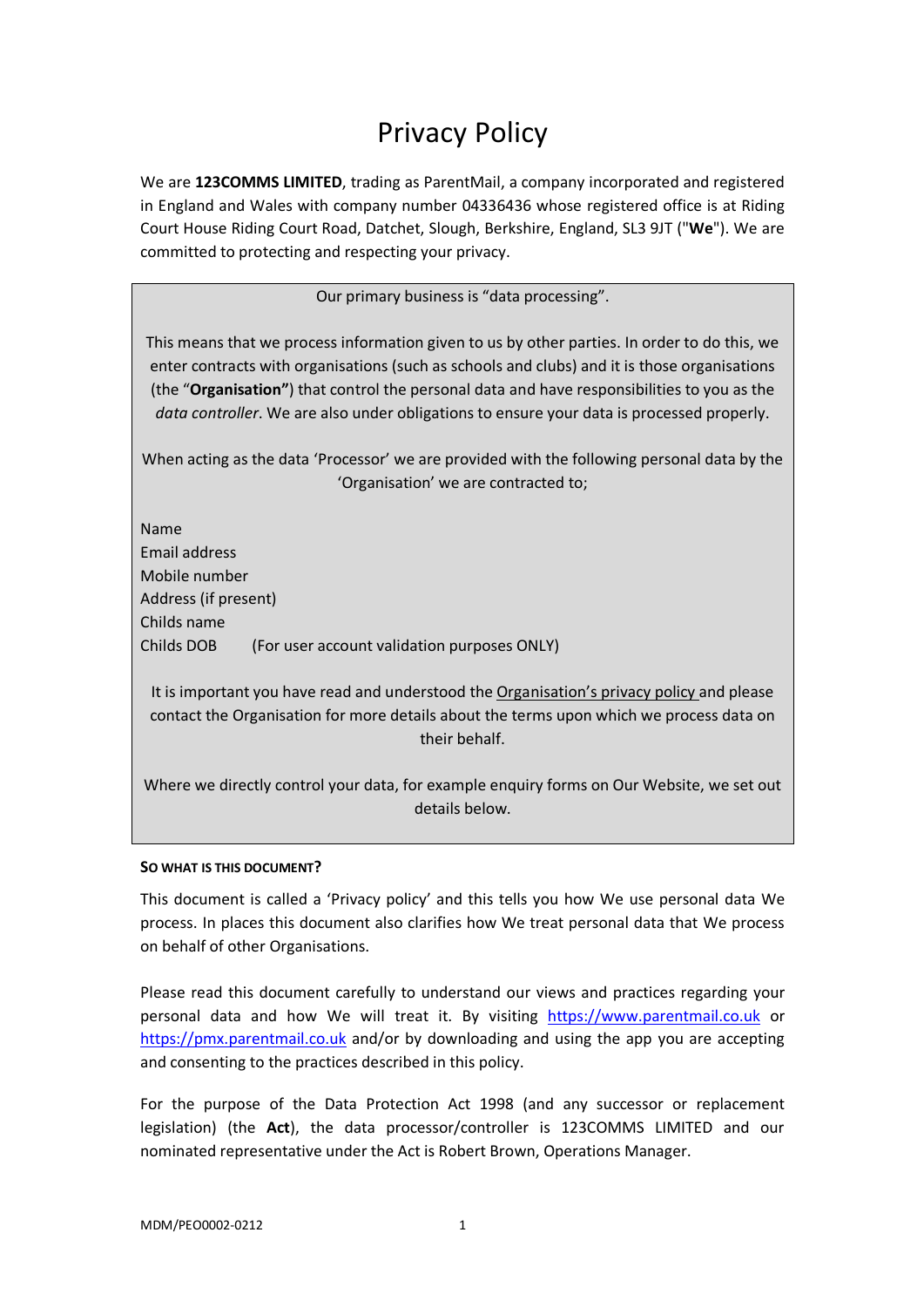# Privacy Policy

We are **123COMMS LIMITED**, trading as ParentMail, a company incorporated and registered in England and Wales with company number 04336436 whose registered office is at Riding Court House Riding Court Road, Datchet, Slough, Berkshire, England, SL3 9JT ("**We**"). We are committed to protecting and respecting your privacy.

> Our primary business is "data processing".
>
> This means that we process information given to us by other parties. In order to do this, we enter contracts with organisations (such as schools and clubs) and it is those organisations (the "**Organisation"**) that control the personal data and have responsibilities to you as the *data controller*. We are also under obligations to ensure your data is processed properly.
>
> When acting as the data 'Processor' we are provided with the following personal data by the 'Organisation' we are contracted to;
>
> Name
> Email address
> Mobile number
> Address (if present)
> Childs name
> Childs DOB (For user account validation purposes ONLY)
>
> It is important you have read and understood the Organisation's privacy policy and please contact the Organisation for more details about the terms upon which we process data on their behalf.
>
> Where we directly control your data, for example enquiry forms on Our Website, we set out details below.

**SO WHAT IS THIS DOCUMENT?**

This document is called a 'Privacy policy' and this tells you how We use personal data We process. In places this document also clarifies how We treat personal data that We process on behalf of other Organisations.

Please read this document carefully to understand our views and practices regarding your personal data and how We will treat it. By visiting https://www.parentmail.co.uk or https://pmx.parentmail.co.uk and/or by downloading and using the app you are accepting and consenting to the practices described in this policy.

For the purpose of the Data Protection Act 1998 (and any successor or replacement legislation) (the **Act**), the data processor/controller is 123COMMS LIMITED and our nominated representative under the Act is Robert Brown, Operations Manager.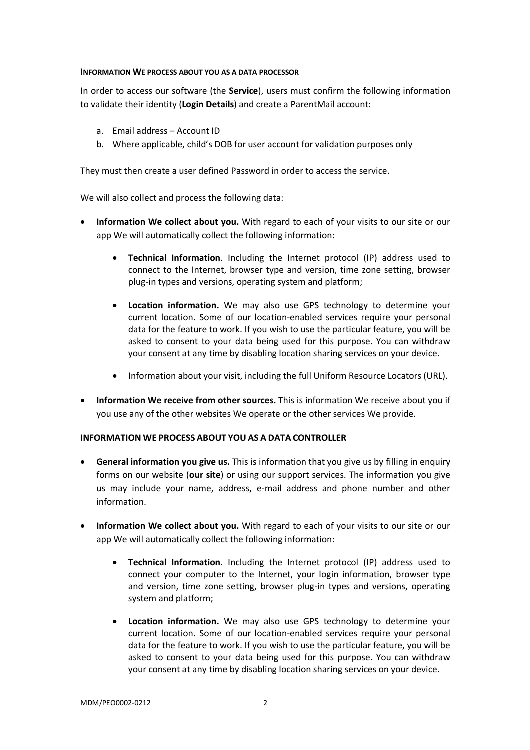#### INFORMATION WE PROCESS ABOUT YOU AS A DATA PROCESSOR

In order to access our software (the **Service**), users must confirm the following information to validate their identity (**Login Details**) and create a ParentMail account:

a. Email address – Account ID
b. Where applicable, child's DOB for user account for validation purposes only

They must then create a user defined Password in order to access the service.

We will also collect and process the following data:

- **Information We collect about you.** With regard to each of your visits to our site or our app We will automatically collect the following information:
    - **Technical Information**. Including the Internet protocol (IP) address used to connect to the Internet, browser type and version, time zone setting, browser plug-in types and versions, operating system and platform;
    - **Location information.** We may also use GPS technology to determine your current location. Some of our location-enabled services require your personal data for the feature to work. If you wish to use the particular feature, you will be asked to consent to your data being used for this purpose. You can withdraw your consent at any time by disabling location sharing services on your device.
    - Information about your visit, including the full Uniform Resource Locators (URL).
- **Information We receive from other sources.** This is information We receive about you if you use any of the other websites We operate or the other services We provide.

#### INFORMATION WE PROCESS ABOUT YOU AS A DATA CONTROLLER

- **General information you give us.** This is information that you give us by filling in enquiry forms on our website (**our site**) or using our support services. The information you give us may include your name, address, e-mail address and phone number and other information.
- **Information We collect about you.** With regard to each of your visits to our site or our app We will automatically collect the following information:
    - **Technical Information**. Including the Internet protocol (IP) address used to connect your computer to the Internet, your login information, browser type and version, time zone setting, browser plug-in types and versions, operating system and platform;
    - **Location information.** We may also use GPS technology to determine your current location. Some of our location-enabled services require your personal data for the feature to work. If you wish to use the particular feature, you will be asked to consent to your data being used for this purpose. You can withdraw your consent at any time by disabling location sharing services on your device.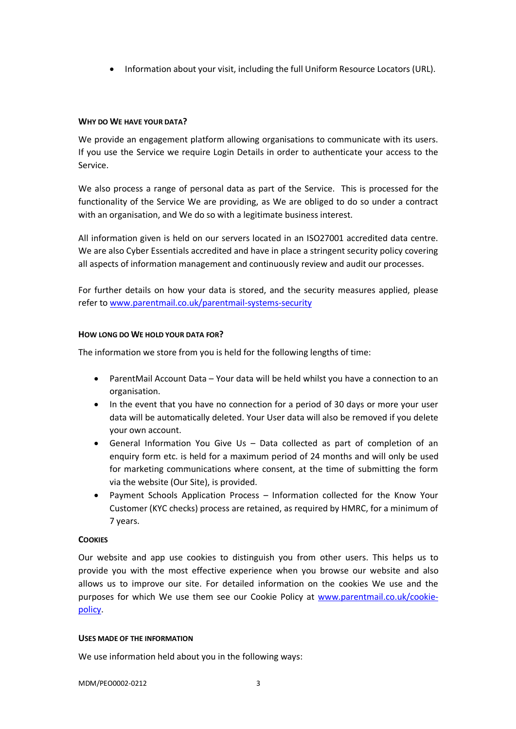- Information about your visit, including the full Uniform Resource Locators (URL).

#### WHY DO WE HAVE YOUR DATA?

We provide an engagement platform allowing organisations to communicate with its users. If you use the Service we require Login Details in order to authenticate your access to the Service.

We also process a range of personal data as part of the Service. This is processed for the functionality of the Service We are providing, as We are obliged to do so under a contract with an organisation, and We do so with a legitimate business interest.

All information given is held on our servers located in an ISO27001 accredited data centre. We are also Cyber Essentials accredited and have in place a stringent security policy covering all aspects of information management and continuously review and audit our processes.

For further details on how your data is stored, and the security measures applied, please refer to [www.parentmail.co.uk/parentmail-systems-security](www.parentmail.co.uk/parentmail-systems-security)

#### HOW LONG DO WE HOLD YOUR DATA FOR?

The information we store from you is held for the following lengths of time:

- ParentMail Account Data – Your data will be held whilst you have a connection to an organisation.
- In the event that you have no connection for a period of 30 days or more your user data will be automatically deleted. Your User data will also be removed if you delete your own account.
- General Information You Give Us – Data collected as part of completion of an enquiry form etc. is held for a maximum period of 24 months and will only be used for marketing communications where consent, at the time of submitting the form via the website (Our Site), is provided.
- Payment Schools Application Process – Information collected for the Know Your Customer (KYC checks) process are retained, as required by HMRC, for a minimum of 7 years.

#### COOKIES

Our website and app use cookies to distinguish you from other users. This helps us to provide you with the most effective experience when you browse our website and also allows us to improve our site. For detailed information on the cookies We use and the purposes for which We use them see our Cookie Policy at [www.parentmail.co.uk/cookie-policy](www.parentmail.co.uk/cookie-policy).

#### USES MADE OF THE INFORMATION

We use information held about you in the following ways:

MDM/PEO0002-0212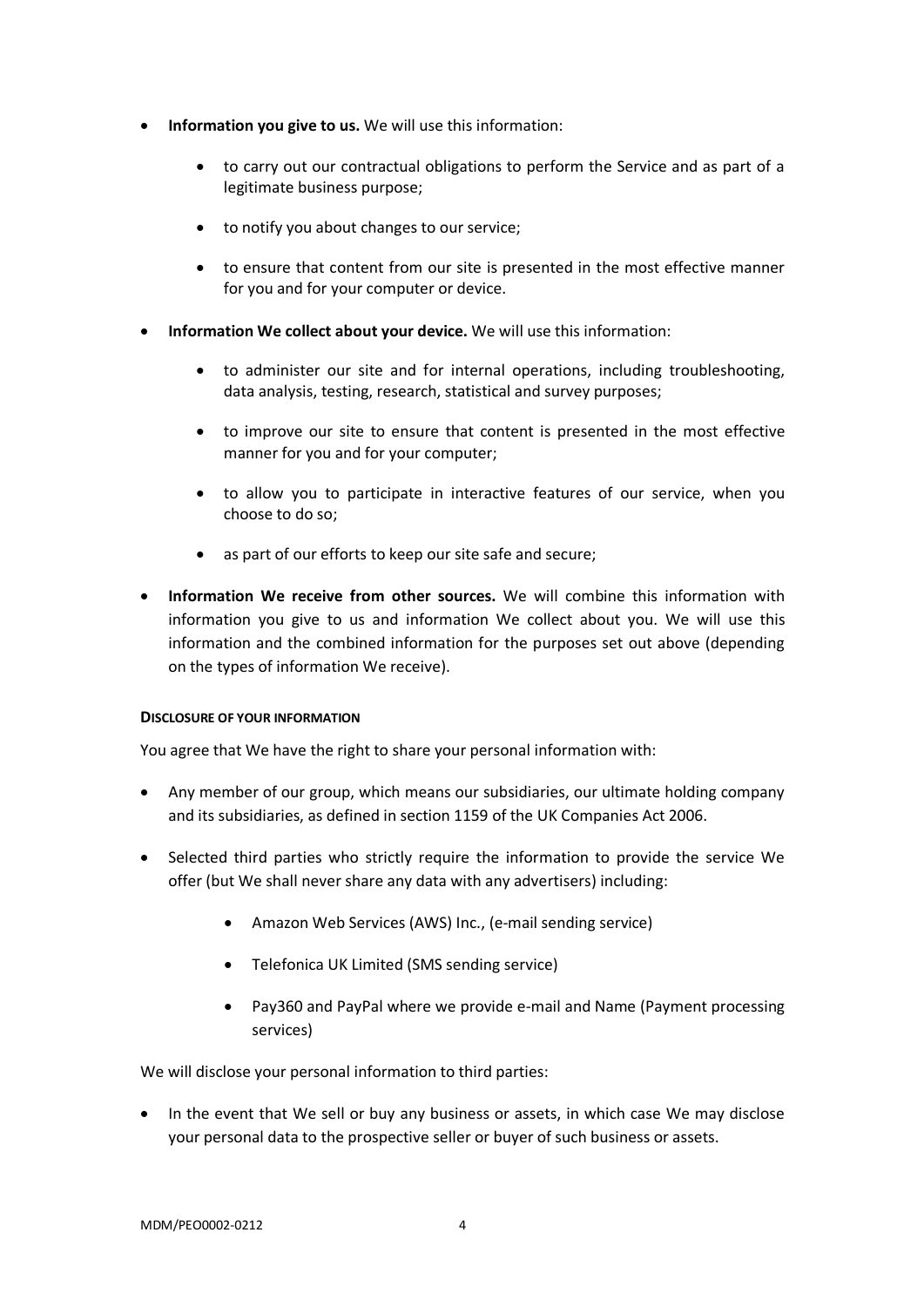- **Information you give to us.** We will use this information:
    - to carry out our contractual obligations to perform the Service and as part of a legitimate business purpose;
    - to notify you about changes to our service;
    - to ensure that content from our site is presented in the most effective manner for you and for your computer or device.
- **Information We collect about your device.** We will use this information:
    - to administer our site and for internal operations, including troubleshooting, data analysis, testing, research, statistical and survey purposes;
    - to improve our site to ensure that content is presented in the most effective manner for you and for your computer;
    - to allow you to participate in interactive features of our service, when you choose to do so;
    - as part of our efforts to keep our site safe and secure;
- **Information We receive from other sources.** We will combine this information with information you give to us and information We collect about you. We will use this information and the combined information for the purposes set out above (depending on the types of information We receive).

#### DISCLOSURE OF YOUR INFORMATION

You agree that We have the right to share your personal information with:

- Any member of our group, which means our subsidiaries, our ultimate holding company and its subsidiaries, as defined in section 1159 of the UK Companies Act 2006.
- Selected third parties who strictly require the information to provide the service We offer (but We shall never share any data with any advertisers) including:
    - Amazon Web Services (AWS) Inc., (e-mail sending service)
    - Telefonica UK Limited (SMS sending service)
    - Pay360 and PayPal where we provide e-mail and Name (Payment processing services)

We will disclose your personal information to third parties:

- In the event that We sell or buy any business or assets, in which case We may disclose your personal data to the prospective seller or buyer of such business or assets.

MDM/PEO0002-0212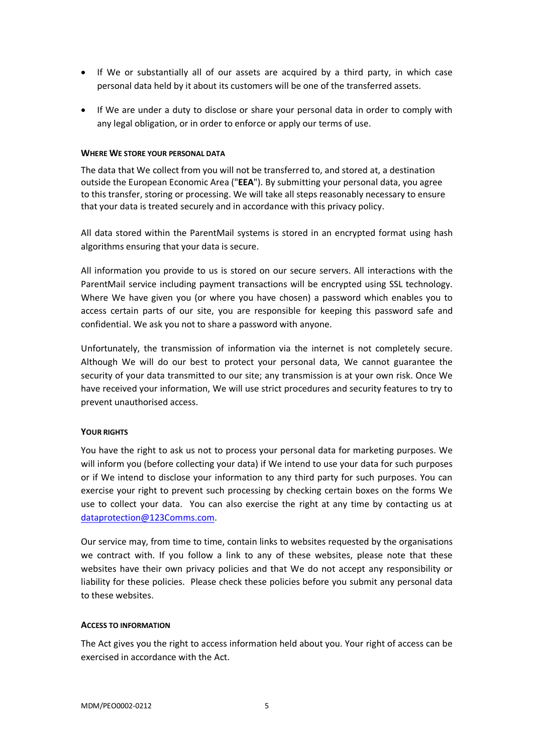- If We or substantially all of our assets are acquired by a third party, in which case personal data held by it about its customers will be one of the transferred assets.
- If We are under a duty to disclose or share your personal data in order to comply with any legal obligation, or in order to enforce or apply our terms of use.

#### WHERE WE STORE YOUR PERSONAL DATA

The data that We collect from you will not be transferred to, and stored at, a destination outside the European Economic Area ("**EEA**"). By submitting your personal data, you agree to this transfer, storing or processing. We will take all steps reasonably necessary to ensure that your data is treated securely and in accordance with this privacy policy.

All data stored within the ParentMail systems is stored in an encrypted format using hash algorithms ensuring that your data is secure.

All information you provide to us is stored on our secure servers. All interactions with the ParentMail service including payment transactions will be encrypted using SSL technology. Where We have given you (or where you have chosen) a password which enables you to access certain parts of our site, you are responsible for keeping this password safe and confidential. We ask you not to share a password with anyone.

Unfortunately, the transmission of information via the internet is not completely secure. Although We will do our best to protect your personal data, We cannot guarantee the security of your data transmitted to our site; any transmission is at your own risk. Once We have received your information, We will use strict procedures and security features to try to prevent unauthorised access.

#### YOUR RIGHTS

You have the right to ask us not to process your personal data for marketing purposes. We will inform you (before collecting your data) if We intend to use your data for such purposes or if We intend to disclose your information to any third party for such purposes. You can exercise your right to prevent such processing by checking certain boxes on the forms We use to collect your data. You can also exercise the right at any time by contacting us at dataprotection@123Comms.com.

Our service may, from time to time, contain links to websites requested by the organisations we contract with. If you follow a link to any of these websites, please note that these websites have their own privacy policies and that We do not accept any responsibility or liability for these policies. Please check these policies before you submit any personal data to these websites.

#### ACCESS TO INFORMATION

The Act gives you the right to access information held about you. Your right of access can be exercised in accordance with the Act.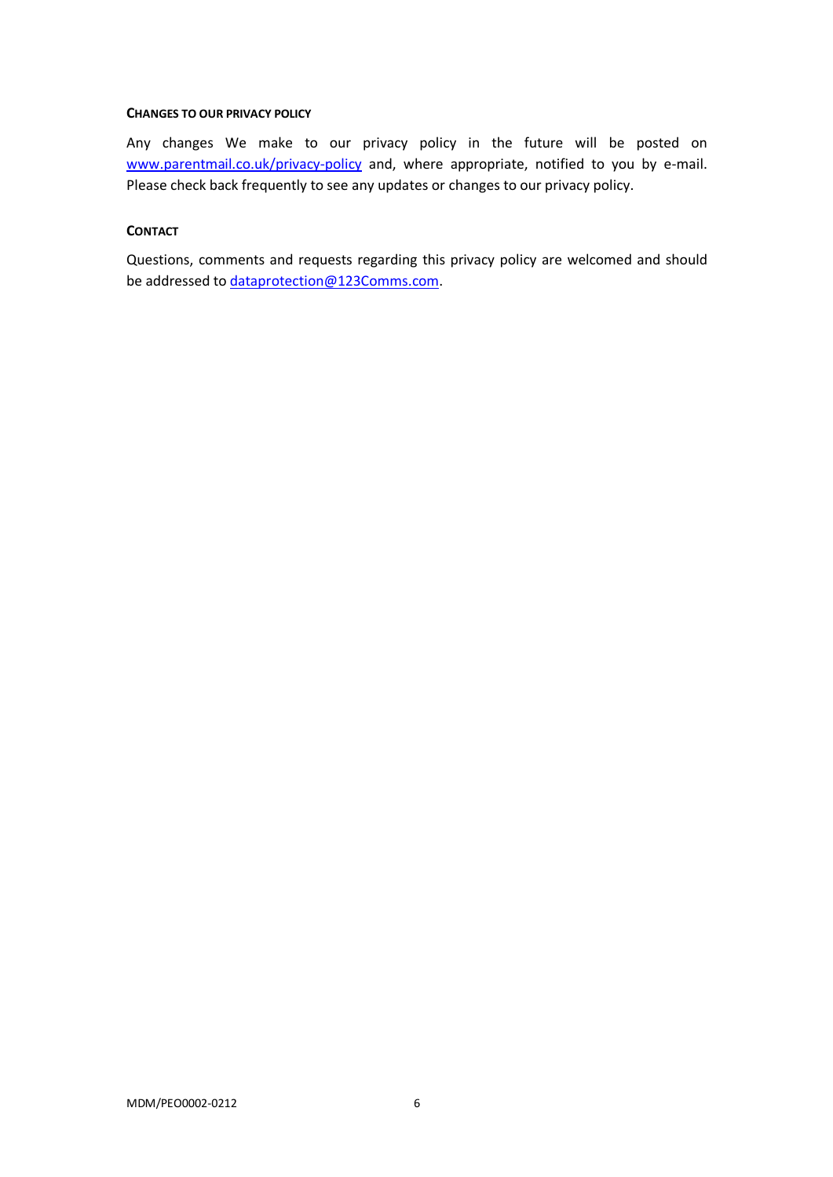### CHANGES TO OUR PRIVACY POLICY

Any changes We make to our privacy policy in the future will be posted on www.parentmail.co.uk/privacy-policy and, where appropriate, notified to you by e-mail. Please check back frequently to see any updates or changes to our privacy policy.

### CONTACT

Questions, comments and requests regarding this privacy policy are welcomed and should be addressed to dataprotection@123Comms.com.

MDM/PEO0002-0212